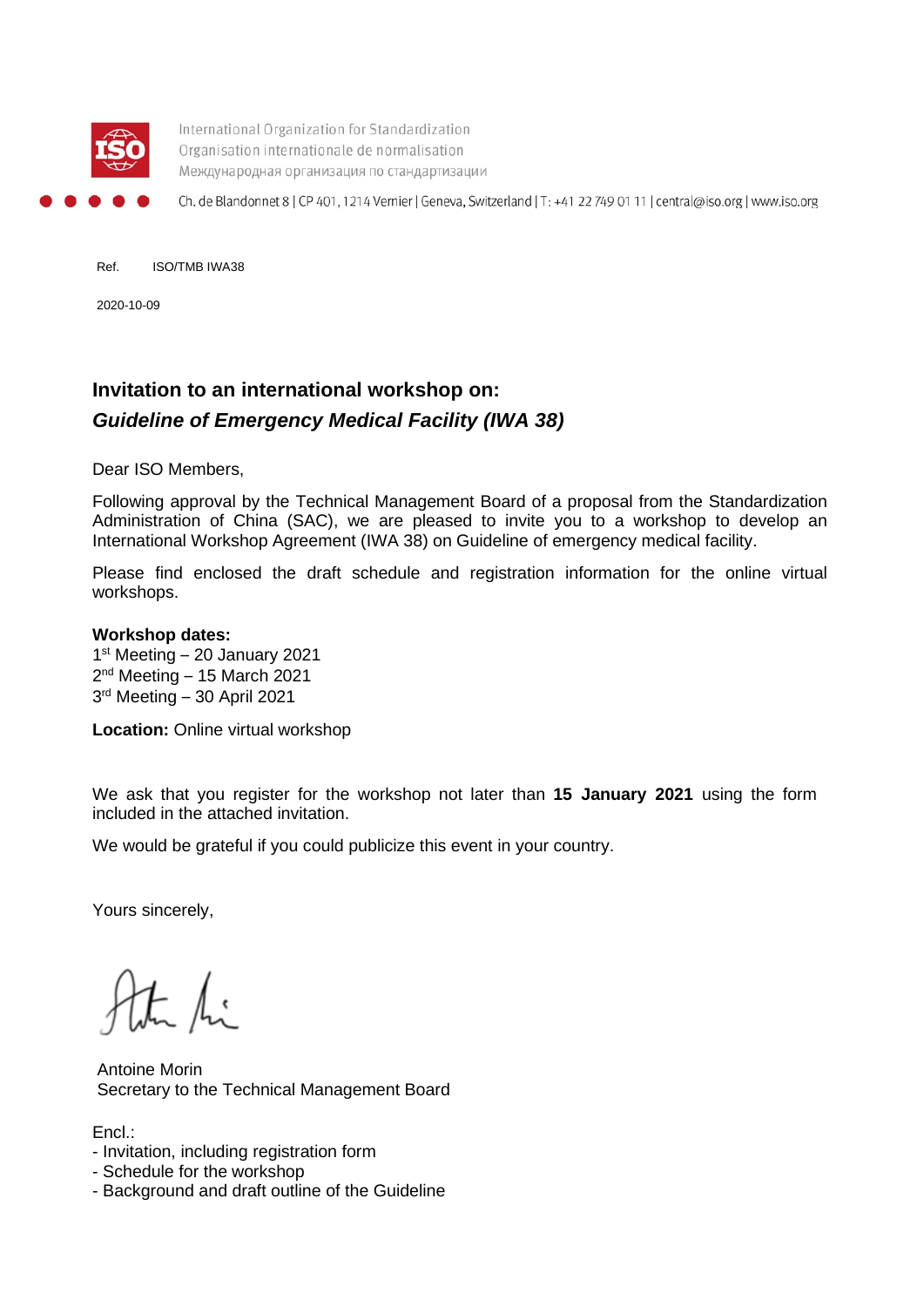International Organization for Standardization
Organisation internationale de normalisation
Международная организация по стандартизации

Ch. de Blandonnet 8 | CP 401, 1214 Vernier | Geneva, Switzerland | T: +41 22 749 01 11 | central@iso.org | www.iso.org

Ref. ISO/TMB IWA38

2020-10-09

## Invitation to an international workshop on:
## *Guideline of Emergency Medical Facility (IWA 38)*

Dear ISO Members,

Following approval by the Technical Management Board of a proposal from the Standardization Administration of China (SAC), we are pleased to invite you to a workshop to develop an International Workshop Agreement (IWA 38) on Guideline of emergency medical facility.

Please find enclosed the draft schedule and registration information for the online virtual workshops.

**Workshop dates:**
1st Meeting – 20 January 2021
2nd Meeting – 15 March 2021
3rd Meeting – 30 April 2021

**Location:** Online virtual workshop

We ask that you register for the workshop not later than **15 January 2021** using the form included in the attached invitation.

We would be grateful if you could publicize this event in your country.

Yours sincerely,

Antoine Morin
Secretary to the Technical Management Board

Encl.:
- Invitation, including registration form
- Schedule for the workshop
- Background and draft outline of the Guideline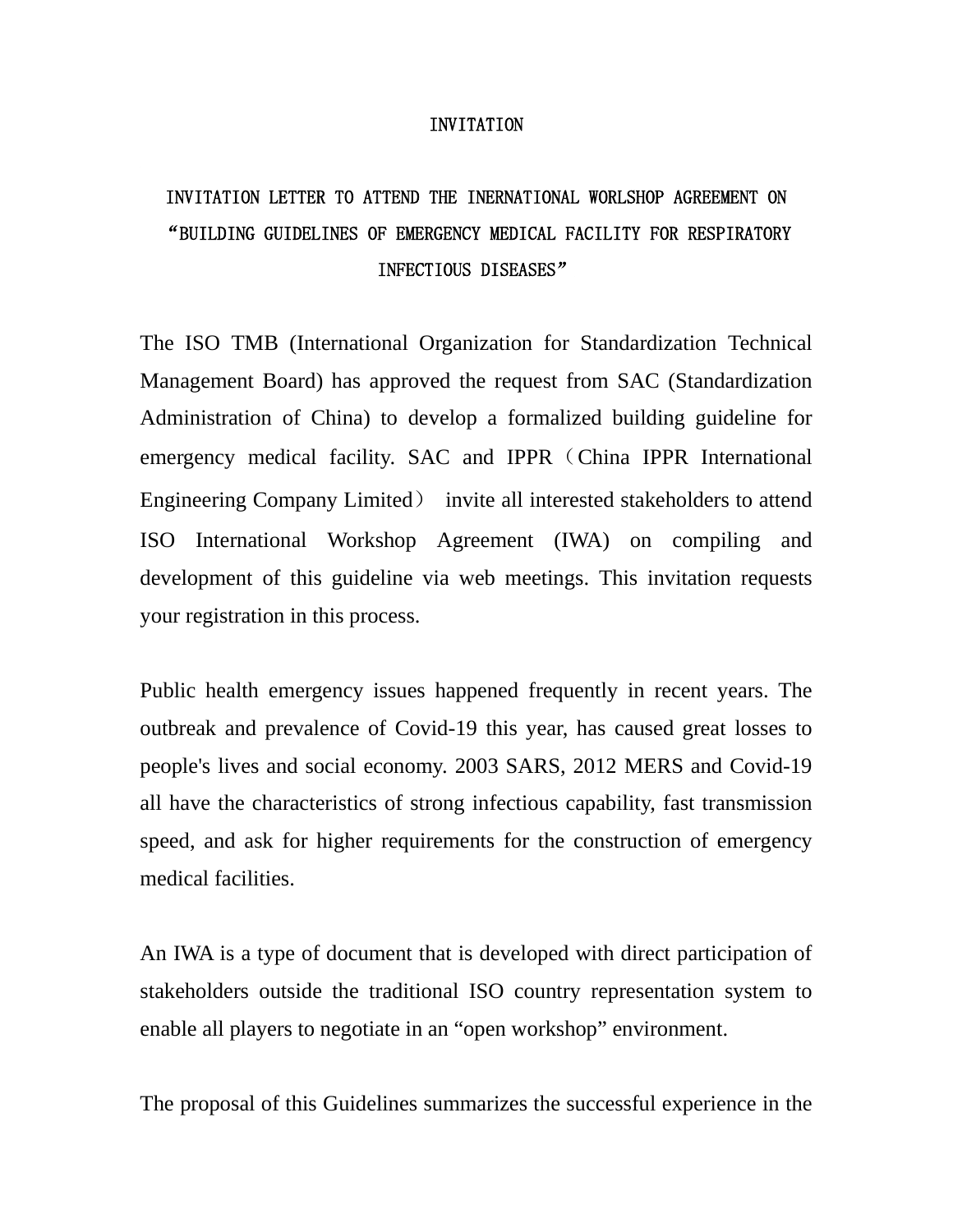# INVITATION

## INVITATION LETTER TO ATTEND THE INERNATIONAL WORLSHOP AGREEMENT ON "BUILDING GUIDELINES OF EMERGENCY MEDICAL FACILITY FOR RESPIRATORY INFECTIOUS DISEASES"

The ISO TMB (International Organization for Standardization Technical Management Board) has approved the request from SAC (Standardization Administration of China) to develop a formalized building guideline for emergency medical facility. SAC and IPPR（China IPPR International Engineering Company Limited） invite all interested stakeholders to attend ISO International Workshop Agreement (IWA) on compiling and development of this guideline via web meetings. This invitation requests your registration in this process.

Public health emergency issues happened frequently in recent years. The outbreak and prevalence of Covid-19 this year, has caused great losses to people's lives and social economy. 2003 SARS, 2012 MERS and Covid-19 all have the characteristics of strong infectious capability, fast transmission speed, and ask for higher requirements for the construction of emergency medical facilities.

An IWA is a type of document that is developed with direct participation of stakeholders outside the traditional ISO country representation system to enable all players to negotiate in an "open workshop" environment.

The proposal of this Guidelines summarizes the successful experience in the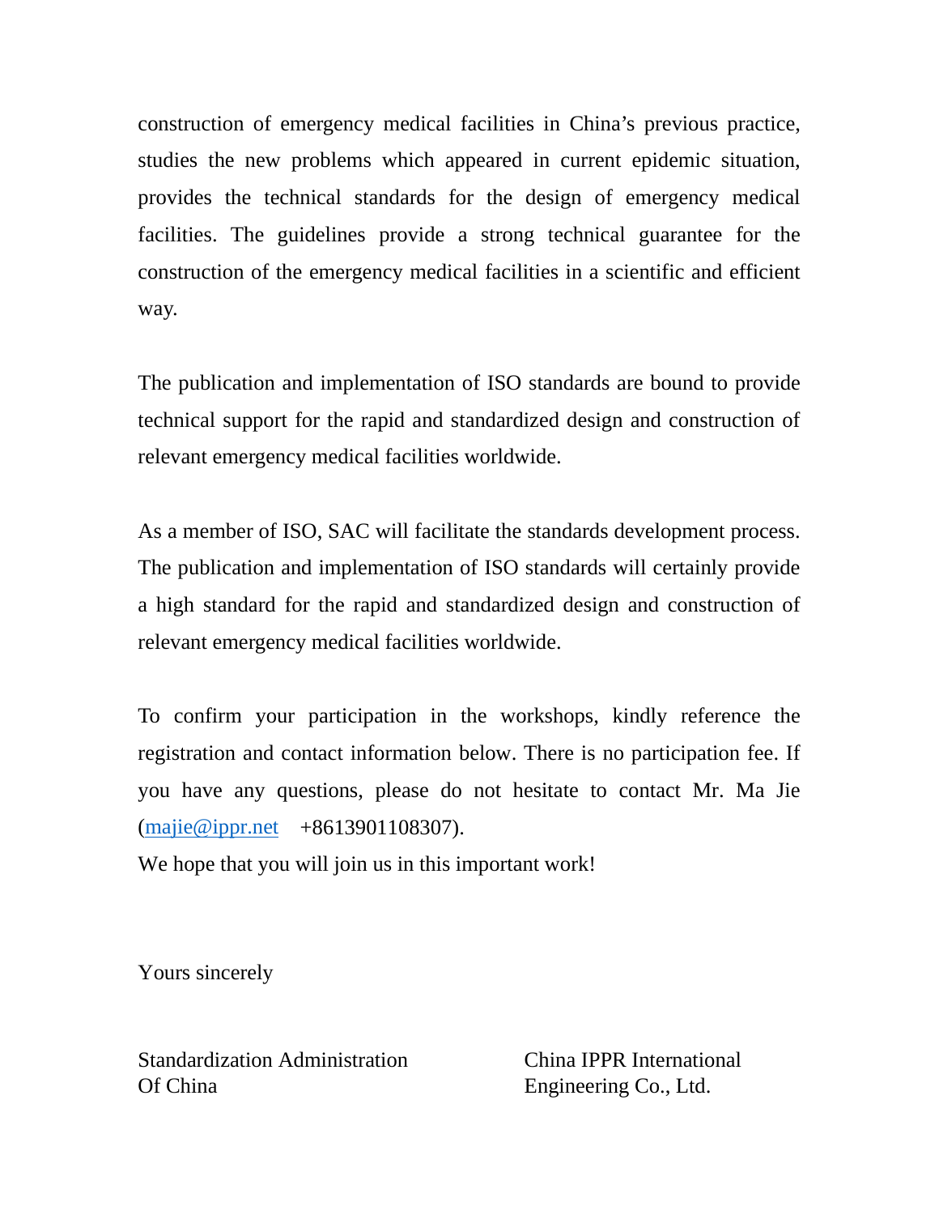construction of emergency medical facilities in China's previous practice, studies the new problems which appeared in current epidemic situation, provides the technical standards for the design of emergency medical facilities. The guidelines provide a strong technical guarantee for the construction of the emergency medical facilities in a scientific and efficient way.

The publication and implementation of ISO standards are bound to provide technical support for the rapid and standardized design and construction of relevant emergency medical facilities worldwide.

As a member of ISO, SAC will facilitate the standards development process. The publication and implementation of ISO standards will certainly provide a high standard for the rapid and standardized design and construction of relevant emergency medical facilities worldwide.

To confirm your participation in the workshops, kindly reference the registration and contact information below. There is no participation fee. If you have any questions, please do not hesitate to contact Mr. Ma Jie (majie@ippr.net +8613901108307).

We hope that you will join us in this important work!

Yours sincerely

Standardization Administration Of China

China IPPR International Engineering Co., Ltd.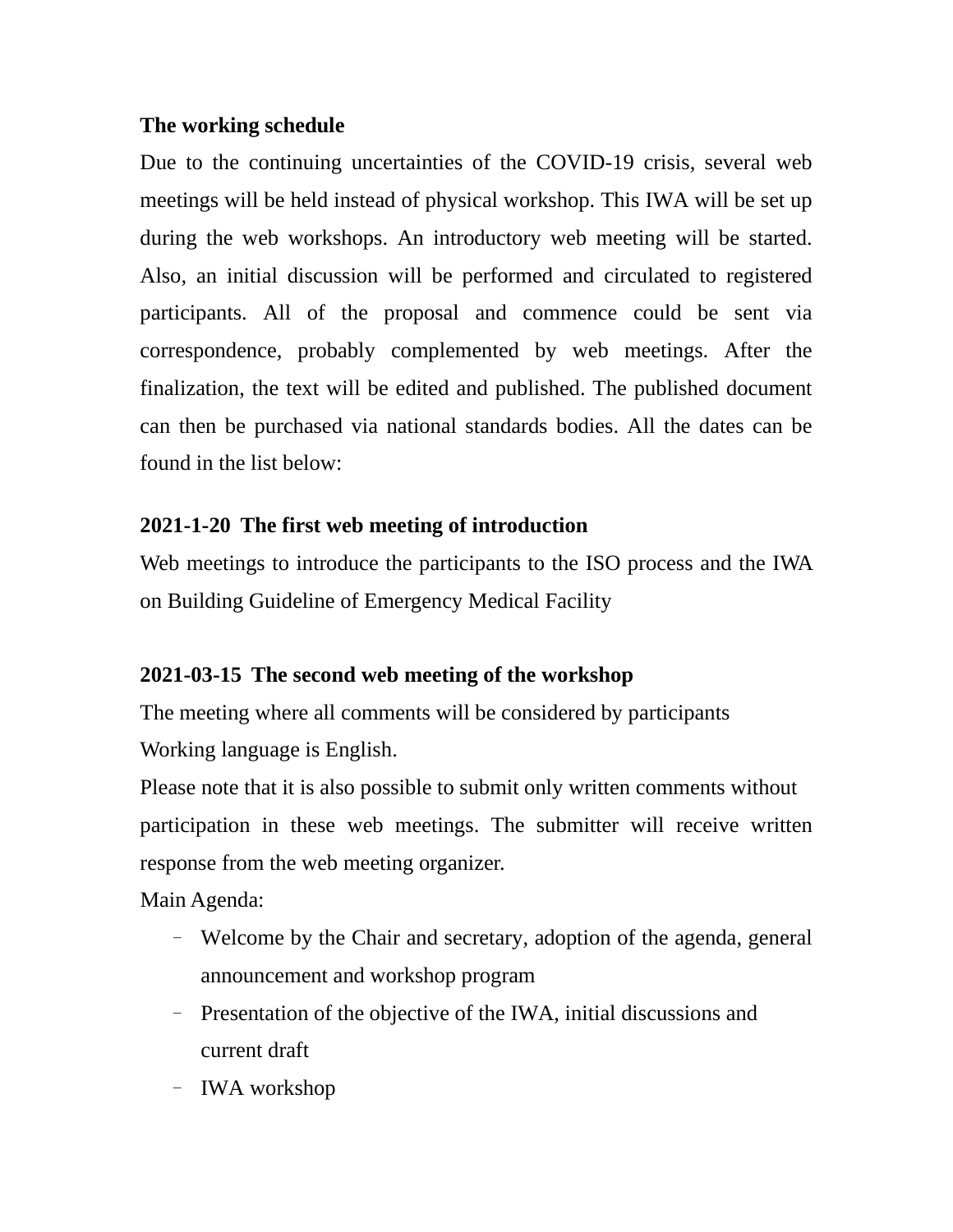**The working schedule**

Due to the continuing uncertainties of the COVID-19 crisis, several web meetings will be held instead of physical workshop. This IWA will be set up during the web workshops. An introductory web meeting will be started. Also, an initial discussion will be performed and circulated to registered participants. All of the proposal and commence could be sent via correspondence, probably complemented by web meetings. After the finalization, the text will be edited and published. The published document can then be purchased via national standards bodies. All the dates can be found in the list below:

**2021-1-20 The first web meeting of introduction**

Web meetings to introduce the participants to the ISO process and the IWA on Building Guideline of Emergency Medical Facility

**2021-03-15 The second web meeting of the workshop**

The meeting where all comments will be considered by participants

Working language is English.

Please note that it is also possible to submit only written comments without participation in these web meetings. The submitter will receive written response from the web meeting organizer.

Main Agenda:

- Welcome by the Chair and secretary, adoption of the agenda, general announcement and workshop program
- Presentation of the objective of the IWA, initial discussions and current draft
- IWA workshop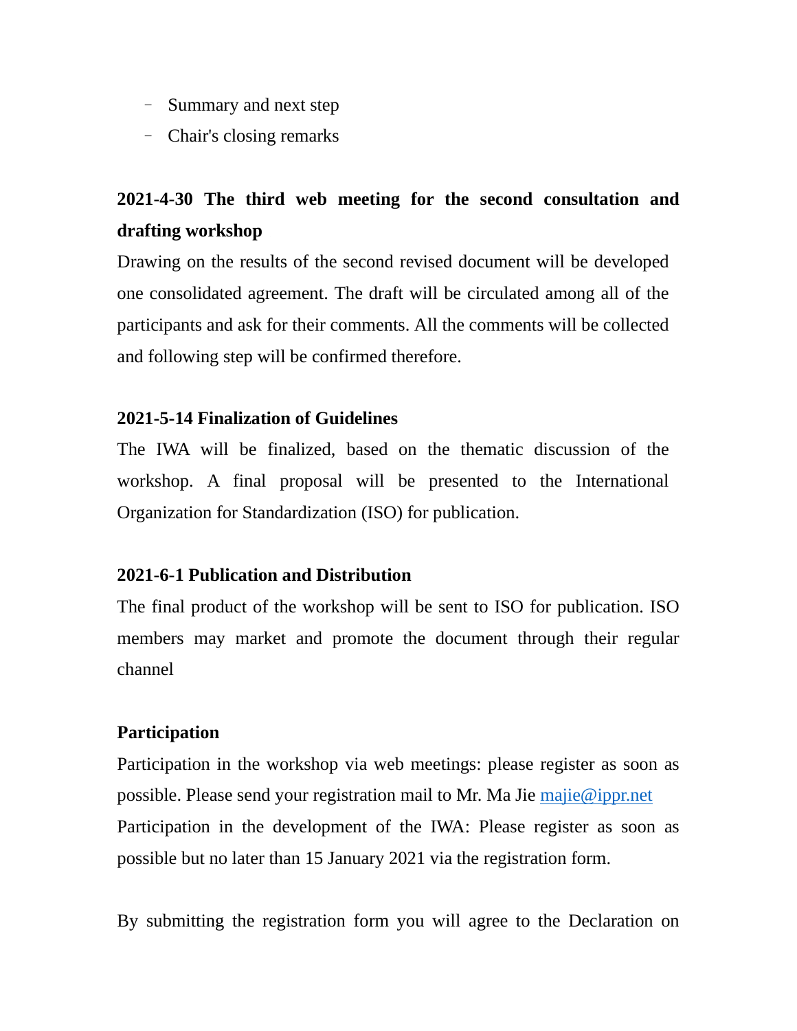- Summary and next step
- Chair's closing remarks

**2021-4-30 The third web meeting for the second consultation and drafting workshop**

Drawing on the results of the second revised document will be developed one consolidated agreement. The draft will be circulated among all of the participants and ask for their comments. All the comments will be collected and following step will be confirmed therefore.

**2021-5-14 Finalization of Guidelines**

The IWA will be finalized, based on the thematic discussion of the workshop. A final proposal will be presented to the International Organization for Standardization (ISO) for publication.

**2021-6-1 Publication and Distribution**

The final product of the workshop will be sent to ISO for publication. ISO members may market and promote the document through their regular channel

**Participation**

Participation in the workshop via web meetings: please register as soon as possible. Please send your registration mail to Mr. Ma Jie majie@ippr.net
Participation in the development of the IWA: Please register as soon as possible but no later than 15 January 2021 via the registration form.

By submitting the registration form you will agree to the Declaration on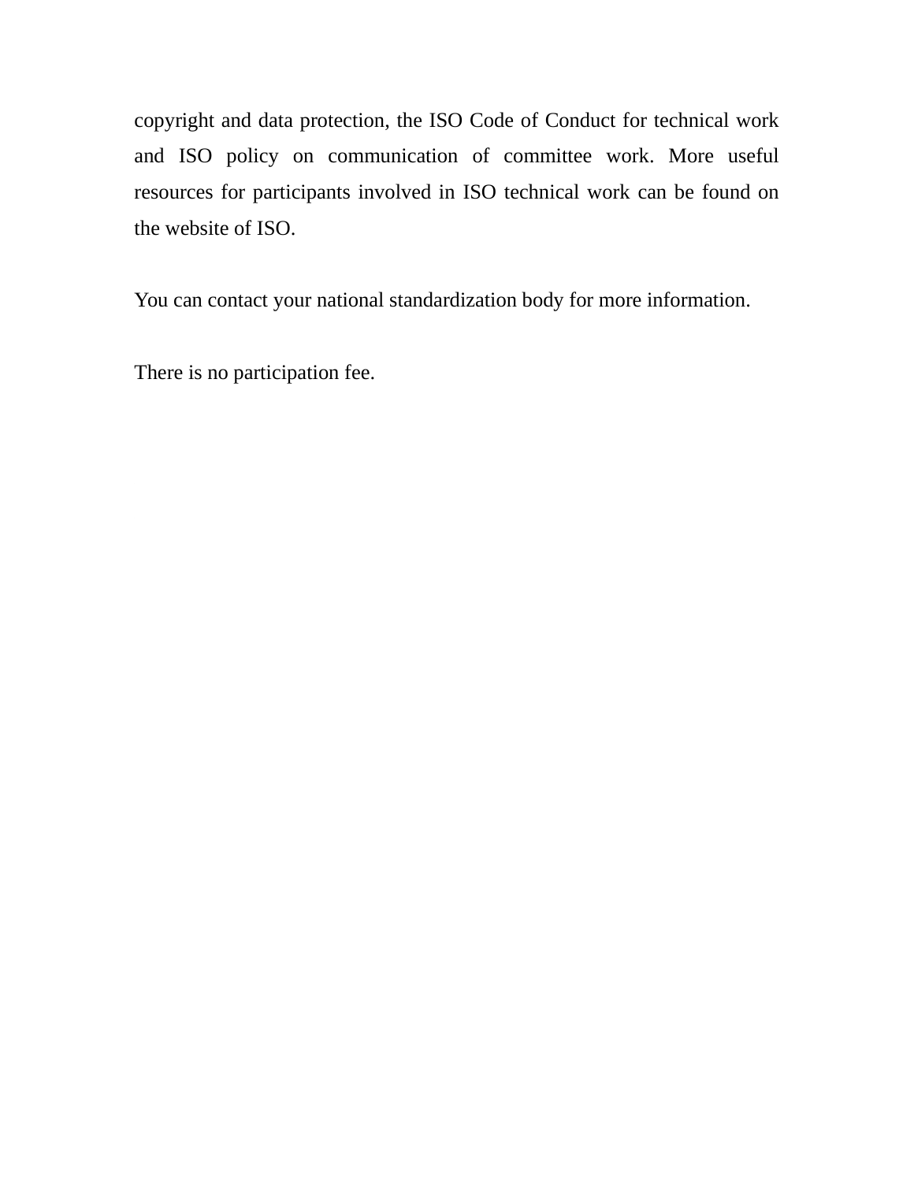copyright and data protection, the ISO Code of Conduct for technical work and ISO policy on communication of committee work. More useful resources for participants involved in ISO technical work can be found on the website of ISO.

You can contact your national standardization body for more information.

There is no participation fee.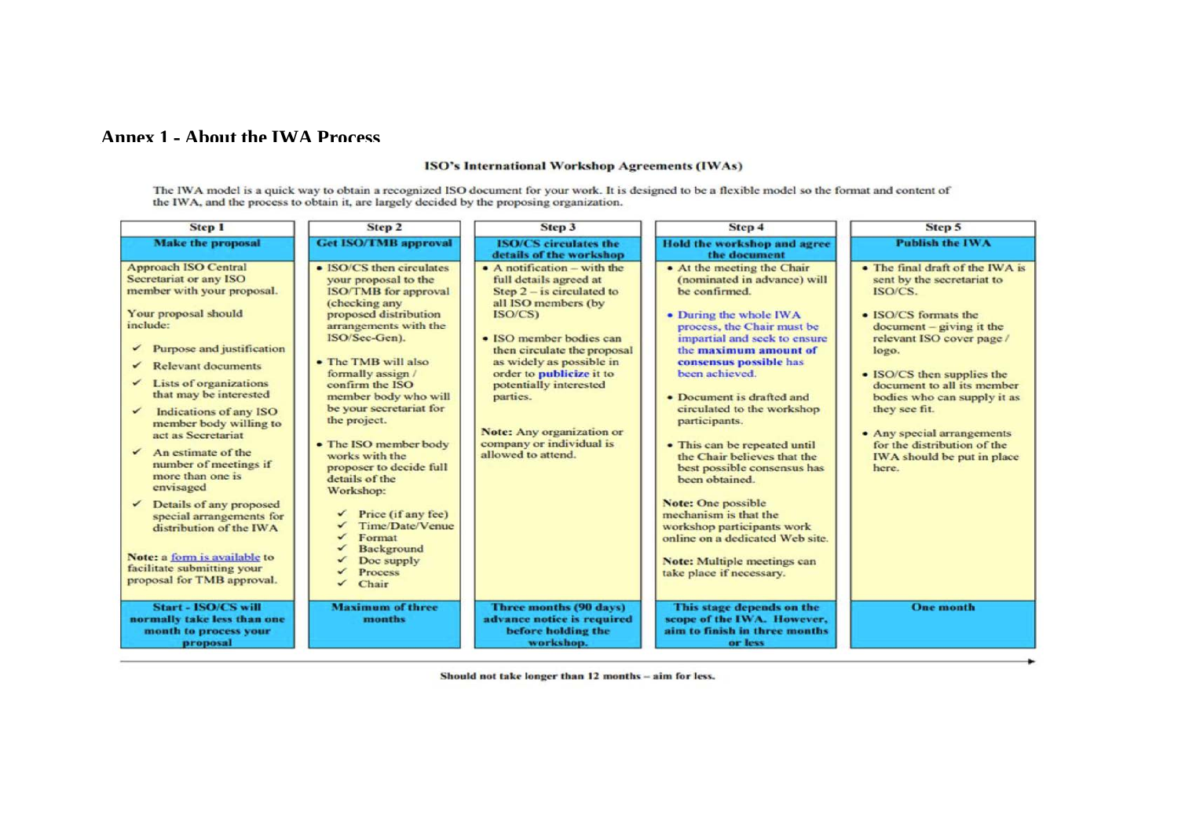## Annex 1 - About the IWA Process

### ISO's International Workshop Agreements (IWAs)

The IWA model is a quick way to obtain a recognized ISO document for your work. It is designed to be a flexible model so the format and content of the IWA, and the process to obtain it, are largely decided by the proposing organization.

| Step 1 | Step 2 | Step 3 | Step 4 | Step 5 |
|---|---|---|---|---|
| **Make the proposal** | **Get ISO/TMB approval** | **ISO/CS circulates the details of the workshop** | **Hold the workshop and agree the document** | **Publish the IWA** |
| Approach ISO Central Secretariat or any ISO member with your proposal.<br><br>Your proposal should include:<br>✓ Purpose and justification<br>✓ Relevant documents<br>✓ Lists of organizations that may be interested<br>✓ Indications of any ISO member body willing to act as Secretariat<br>✓ An estimate of the number of meetings if more than one is envisaged<br>✓ Details of any proposed special arrangements for distribution of the IWA<br><br>**Note:** a form is available to facilitate submitting your proposal for TMB approval. | • ISO/CS then circulates your proposal to the ISO/TMB for approval (checking any proposed distribution arrangements with the ISO/Sec-Gen).<br><br>• The TMB will also formally assign / confirm the ISO member body who will be your secretariat for the project.<br><br>• The ISO member body works with the proposer to decide full details of the Workshop:<br>✓ Price (if any fee)<br>✓ Time/Date/Venue<br>✓ Format<br>✓ Background<br>✓ Doc supply<br>✓ Process<br>✓ Chair | • A notification – with the full details agreed at Step 2 – is circulated to all ISO members (by ISO/CS)<br><br>• ISO member bodies can then circulate the proposal as widely as possible in order to **publicize** it to potentially interested parties.<br><br>**Note:** Any organization or company or individual is allowed to attend. | • At the meeting the Chair (nominated in advance) will be confirmed.<br><br>• During the whole IWA process, the Chair must be impartial and seek to ensure the **maximum amount of consensus possible** has been achieved.<br><br>• Document is drafted and circulated to the workshop participants.<br><br>• This can be repeated until the Chair believes that the best possible consensus has been obtained.<br><br>**Note:** One possible mechanism is that the workshop participants work online on a dedicated Web site.<br><br>**Note:** Multiple meetings can take place if necessary. | • The final draft of the IWA is sent by the secretariat to ISO/CS.<br><br>• ISO/CS formats the document – giving it the relevant ISO cover page / logo.<br><br>• ISO/CS then supplies the document to all its member bodies who can supply it as they see fit.<br><br>• Any special arrangements for the distribution of the IWA should be put in place here. |
| **Start - ISO/CS will normally take less than one month to process your proposal** | **Maximum of three months** | **Three months (90 days) advance notice is required before holding the workshop.** | **This stage depends on the scope of the IWA. However, aim to finish in three months or less** | **One month** |

**Should not take longer than 12 months – aim for less.**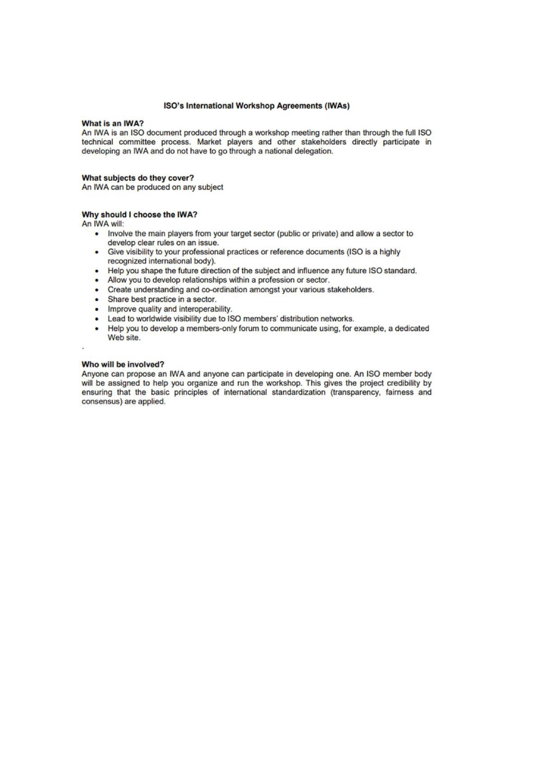## ISO's International Workshop Agreements (IWAs)

### What is an IWA?

An IWA is an ISO document produced through a workshop meeting rather than through the full ISO technical committee process. Market players and other stakeholders directly participate in developing an IWA and do not have to go through a national delegation.

### What subjects do they cover?

An IWA can be produced on any subject

### Why should I choose the IWA?

An IWA will:

- Involve the main players from your target sector (public or private) and allow a sector to develop clear rules on an issue.
- Give visibility to your professional practices or reference documents (ISO is a highly recognized international body).
- Help you shape the future direction of the subject and influence any future ISO standard.
- Allow you to develop relationships within a profession or sector.
- Create understanding and co-ordination amongst your various stakeholders.
- Share best practice in a sector.
- Improve quality and interoperability.
- Lead to worldwide visibility due to ISO members' distribution networks.
- Help you to develop a members-only forum to communicate using, for example, a dedicated Web site.

### Who will be involved?

Anyone can propose an IWA and anyone can participate in developing one. An ISO member body will be assigned to help you organize and run the workshop. This gives the project credibility by ensuring that the basic principles of international standardization (transparency, fairness and consensus) are applied.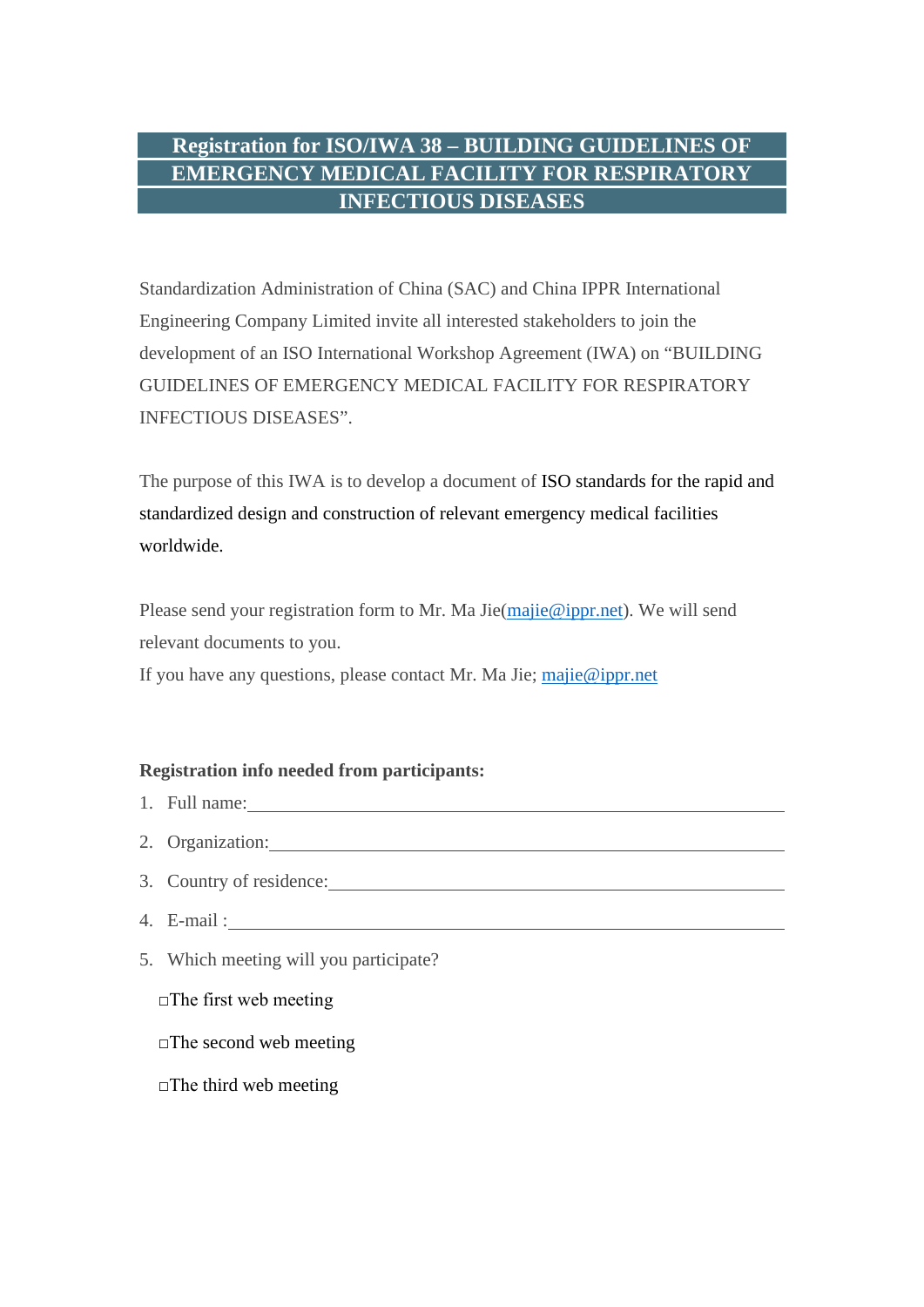# Registration for ISO/IWA 38 – BUILDING GUIDELINES OF EMERGENCY MEDICAL FACILITY FOR RESPIRATORY INFECTIOUS DISEASES

Standardization Administration of China (SAC) and China IPPR International Engineering Company Limited invite all interested stakeholders to join the development of an ISO International Workshop Agreement (IWA) on "BUILDING GUIDELINES OF EMERGENCY MEDICAL FACILITY FOR RESPIRATORY INFECTIOUS DISEASES".

The purpose of this IWA is to develop a document of ISO standards for the rapid and standardized design and construction of relevant emergency medical facilities worldwide.

Please send your registration form to Mr. Ma Jie(majie@ippr.net). We will send relevant documents to you.
If you have any questions, please contact Mr. Ma Jie; majie@ippr.net

**Registration info needed from participants:**

1. Full name:\_\_\_\_\_\_\_\_\_\_\_\_\_\_\_\_\_\_\_\_\_\_\_\_\_\_\_\_\_\_\_\_\_\_\_\_\_\_\_\_
2. Organization:\_\_\_\_\_\_\_\_\_\_\_\_\_\_\_\_\_\_\_\_\_\_\_\_\_\_\_\_\_\_\_\_\_\_\_\_\_\_
3. Country of residence:\_\_\_\_\_\_\_\_\_\_\_\_\_\_\_\_\_\_\_\_\_\_\_\_\_\_\_\_\_\_\_\_
4. E-mail :\_\_\_\_\_\_\_\_\_\_\_\_\_\_\_\_\_\_\_\_\_\_\_\_\_\_\_\_\_\_\_\_\_\_\_\_\_\_\_\_\_\_
5. Which meeting will you participate?

   □The first web meeting

   □The second web meeting

   □The third web meeting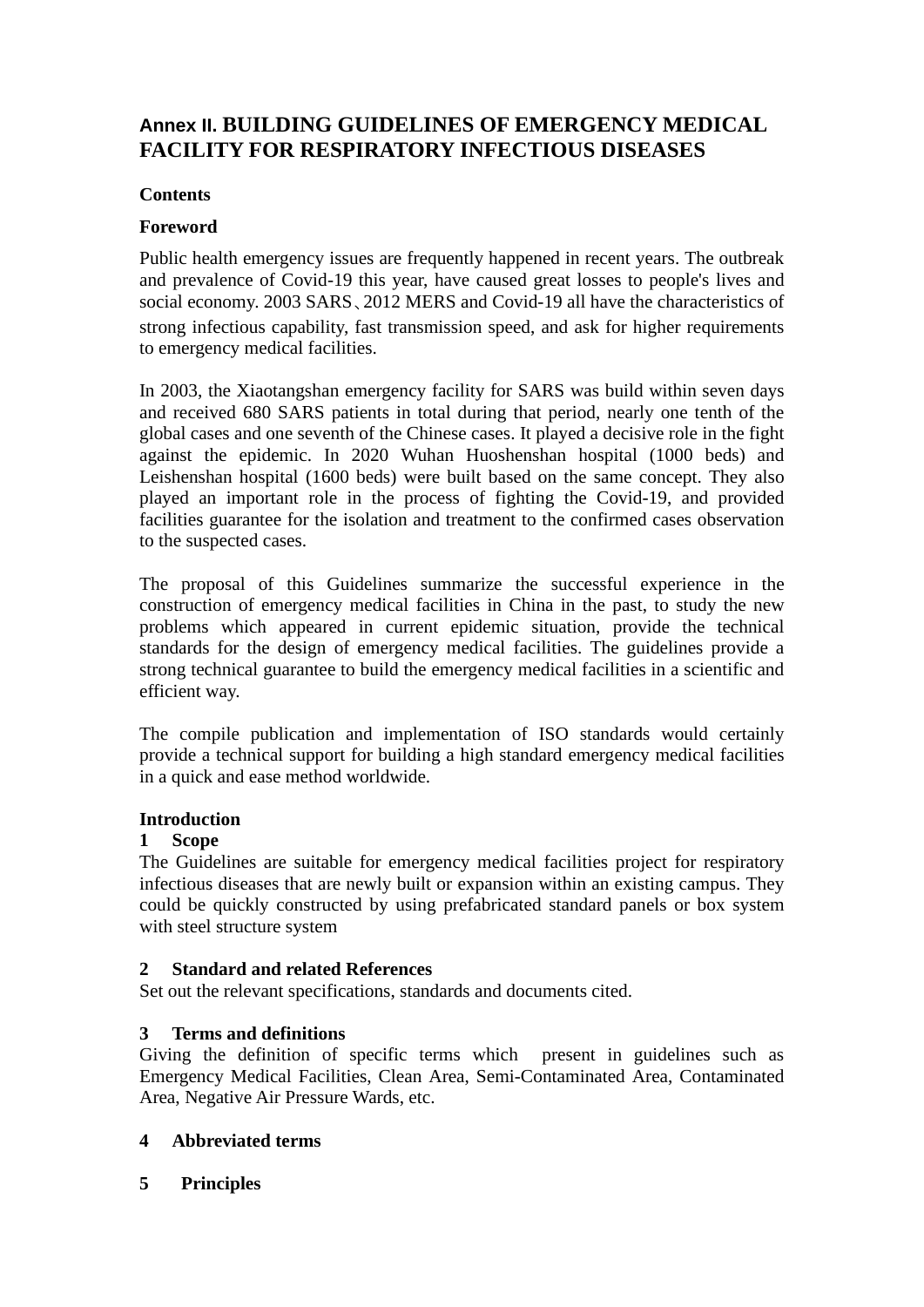# Annex II. BUILDING GUIDELINES OF EMERGENCY MEDICAL FACILITY FOR RESPIRATORY INFECTIOUS DISEASES

**Contents**

**Foreword**

Public health emergency issues are frequently happened in recent years. The outbreak and prevalence of Covid-19 this year, have caused great losses to people's lives and social economy. 2003 SARS、2012 MERS and Covid-19 all have the characteristics of strong infectious capability, fast transmission speed, and ask for higher requirements to emergency medical facilities.

In 2003, the Xiaotangshan emergency facility for SARS was build within seven days and received 680 SARS patients in total during that period, nearly one tenth of the global cases and one seventh of the Chinese cases. It played a decisive role in the fight against the epidemic. In 2020 Wuhan Huoshenshan hospital (1000 beds) and Leishenshan hospital (1600 beds) were built based on the same concept. They also played an important role in the process of fighting the Covid-19, and provided facilities guarantee for the isolation and treatment to the confirmed cases observation to the suspected cases.

The proposal of this Guidelines summarize the successful experience in the construction of emergency medical facilities in China in the past, to study the new problems which appeared in current epidemic situation, provide the technical standards for the design of emergency medical facilities. The guidelines provide a strong technical guarantee to build the emergency medical facilities in a scientific and efficient way.

The compile publication and implementation of ISO standards would certainly provide a technical support for building a high standard emergency medical facilities in a quick and ease method worldwide.

**Introduction**

**1 Scope**

The Guidelines are suitable for emergency medical facilities project for respiratory infectious diseases that are newly built or expansion within an existing campus. They could be quickly constructed by using prefabricated standard panels or box system with steel structure system

**2 Standard and related References**

Set out the relevant specifications, standards and documents cited.

**3 Terms and definitions**

Giving the definition of specific terms which present in guidelines such as Emergency Medical Facilities, Clean Area, Semi-Contaminated Area, Contaminated Area, Negative Air Pressure Wards, etc.

**4 Abbreviated terms**

**5 Principles**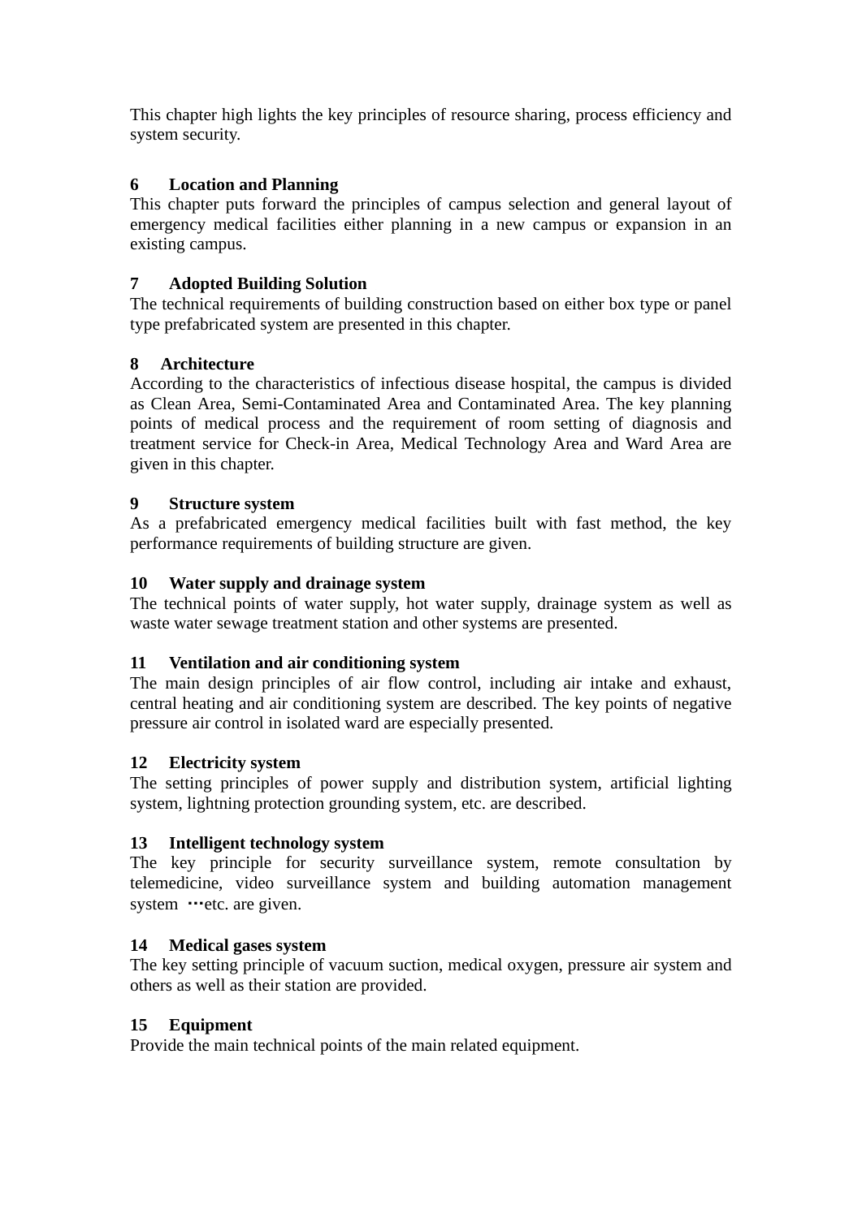This chapter high lights the key principles of resource sharing, process efficiency and system security.

**6 Location and Planning**

This chapter puts forward the principles of campus selection and general layout of emergency medical facilities either planning in a new campus or expansion in an existing campus.

**7 Adopted Building Solution**

The technical requirements of building construction based on either box type or panel type prefabricated system are presented in this chapter.

**8 Architecture**

According to the characteristics of infectious disease hospital, the campus is divided as Clean Area, Semi-Contaminated Area and Contaminated Area. The key planning points of medical process and the requirement of room setting of diagnosis and treatment service for Check-in Area, Medical Technology Area and Ward Area are given in this chapter.

**9 Structure system**

As a prefabricated emergency medical facilities built with fast method, the key performance requirements of building structure are given.

**10 Water supply and drainage system**

The technical points of water supply, hot water supply, drainage system as well as waste water sewage treatment station and other systems are presented.

**11 Ventilation and air conditioning system**

The main design principles of air flow control, including air intake and exhaust, central heating and air conditioning system are described. The key points of negative pressure air control in isolated ward are especially presented.

**12 Electricity system**

The setting principles of power supply and distribution system, artificial lighting system, lightning protection grounding system, etc. are described.

**13 Intelligent technology system**

The key principle for security surveillance system, remote consultation by telemedicine, video surveillance system and building automation management system …etc. are given.

**14 Medical gases system**

The key setting principle of vacuum suction, medical oxygen, pressure air system and others as well as their station are provided.

**15 Equipment**

Provide the main technical points of the main related equipment.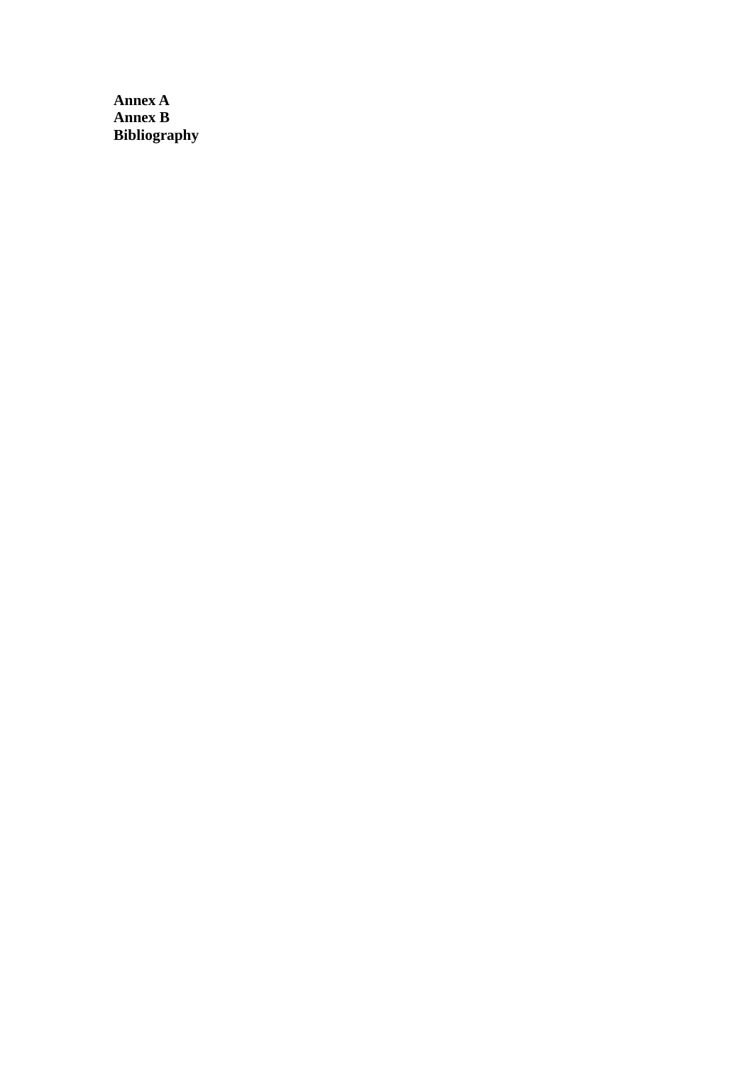**Annex A**
**Annex B**
**Bibliography**